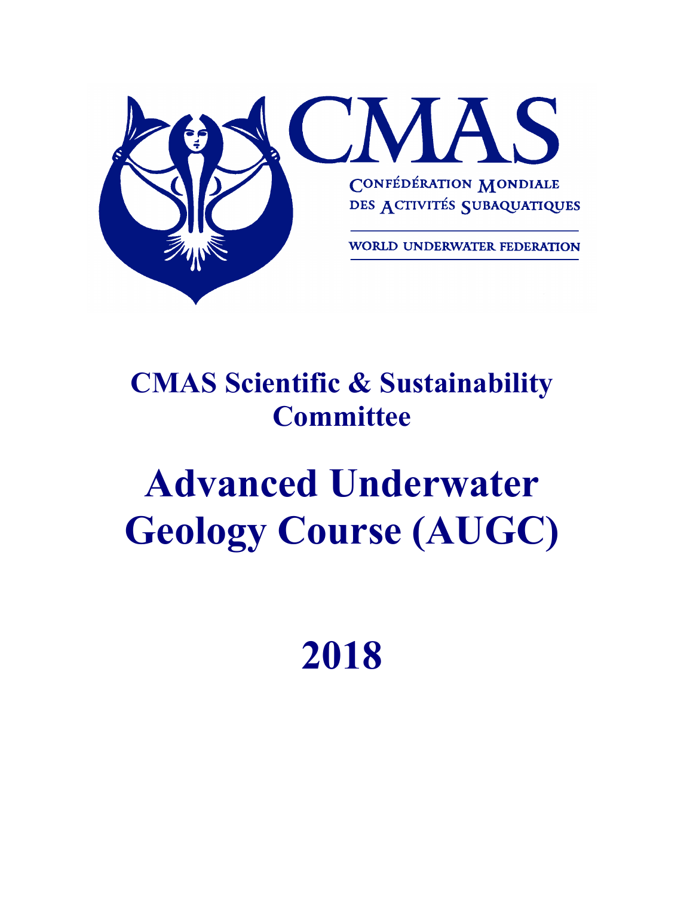CMAS

CONFÉDÉRATION MONDIALE DES ACTIVITÉS SUBAQUATIQUES

WORLD UNDERWATER FEDERATION

## CMAS Scientific & Sustainability Committee

# Advanced Underwater Geology Course (AUGC)

# 2018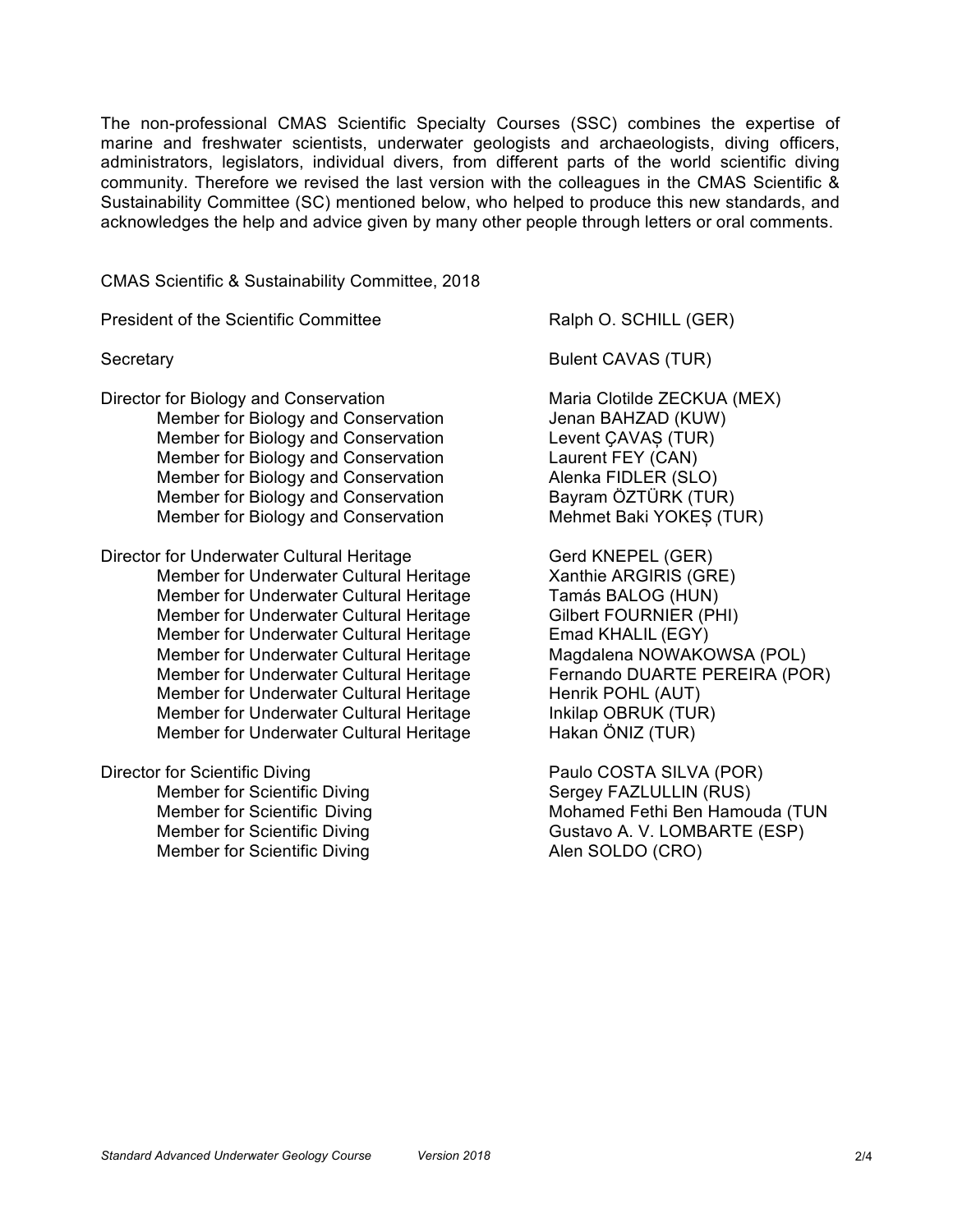The non-professional CMAS Scientific Specialty Courses (SSC) combines the expertise of marine and freshwater scientists, underwater geologists and archaeologists, diving officers, administrators, legislators, individual divers, from different parts of the world scientific diving community. Therefore we revised the last version with the colleagues in the CMAS Scientific & Sustainability Committee (SC) mentioned below, who helped to produce this new standards, and acknowledges the help and advice given by many other people through letters or oral comments.

CMAS Scientific & Sustainability Committee, 2018

| | |
|---|---|
| President of the Scientific Committee | Ralph O. SCHILL (GER) |
| Secretary | Bulent CAVAS (TUR) |
| Director for Biology and Conservation | Maria Clotilde ZECKUA (MEX) |
| Member for Biology and Conservation | Jenan BAHZAD (KUW) |
| Member for Biology and Conservation | Levent ÇAVAȘ (TUR) |
| Member for Biology and Conservation | Laurent FEY (CAN) |
| Member for Biology and Conservation | Alenka FIDLER (SLO) |
| Member for Biology and Conservation | Bayram ÖZTÜRK (TUR) |
| Member for Biology and Conservation | Mehmet Baki YOKEȘ (TUR) |
| Director for Underwater Cultural Heritage | Gerd KNEPEL (GER) |
| Member for Underwater Cultural Heritage | Xanthie ARGIRIS (GRE) |
| Member for Underwater Cultural Heritage | Tamás BALOG (HUN) |
| Member for Underwater Cultural Heritage | Gilbert FOURNIER (PHI) |
| Member for Underwater Cultural Heritage | Emad KHALIL (EGY) |
| Member for Underwater Cultural Heritage | Magdalena NOWAKOWSA (POL) |
| Member for Underwater Cultural Heritage | Fernando DUARTE PEREIRA (POR) |
| Member for Underwater Cultural Heritage | Henrik POHL (AUT) |
| Member for Underwater Cultural Heritage | Inkilap OBRUK (TUR) |
| Member for Underwater Cultural Heritage | Hakan ÖNIZ (TUR) |
| Director for Scientific Diving | Paulo COSTA SILVA (POR) |
| Member for Scientific Diving | Sergey FAZLULLIN (RUS) |
| Member for Scientific Diving | Mohamed Fethi Ben Hamouda (TUN |
| Member for Scientific Diving | Gustavo A. V. LOMBARTE (ESP) |
| Member for Scientific Diving | Alen SOLDO (CRO) |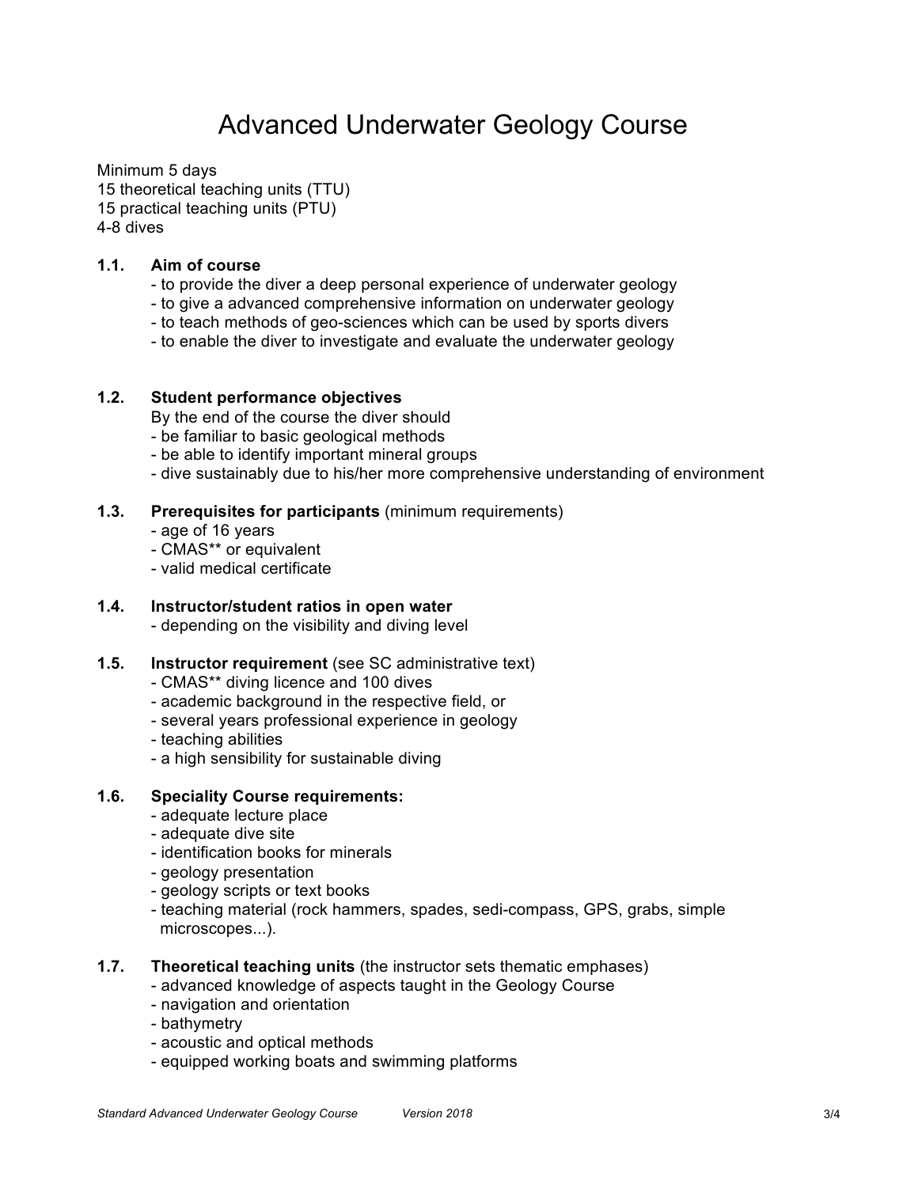# Advanced Underwater Geology Course

Minimum 5 days
15 theoretical teaching units (TTU)
15 practical teaching units (PTU)
4-8 dives

## 1.1. Aim of course

- to provide the diver a deep personal experience of underwater geology
- to give a advanced comprehensive information on underwater geology
- to teach methods of geo-sciences which can be used by sports divers
- to enable the diver to investigate and evaluate the underwater geology

## 1.2. Student performance objectives

By the end of the course the diver should

- be familiar to basic geological methods
- be able to identify important mineral groups
- dive sustainably due to his/her more comprehensive understanding of environment

## 1.3. Prerequisites for participants (minimum requirements)

- age of 16 years
- CMAS** or equivalent
- valid medical certificate

## 1.4. Instructor/student ratios in open water

- depending on the visibility and diving level

## 1.5. Instructor requirement (see SC administrative text)

- CMAS** diving licence and 100 dives
- academic background in the respective field, or
- several years professional experience in geology
- teaching abilities
- a high sensibility for sustainable diving

## 1.6. Speciality Course requirements:

- adequate lecture place
- adequate dive site
- identification books for minerals
- geology presentation
- geology scripts or text books
- teaching material (rock hammers, spades, sedi-compass, GPS, grabs, simple microscopes...).

## 1.7. Theoretical teaching units (the instructor sets thematic emphases)

- advanced knowledge of aspects taught in the Geology Course
- navigation and orientation
- bathymetry
- acoustic and optical methods
- equipped working boats and swimming platforms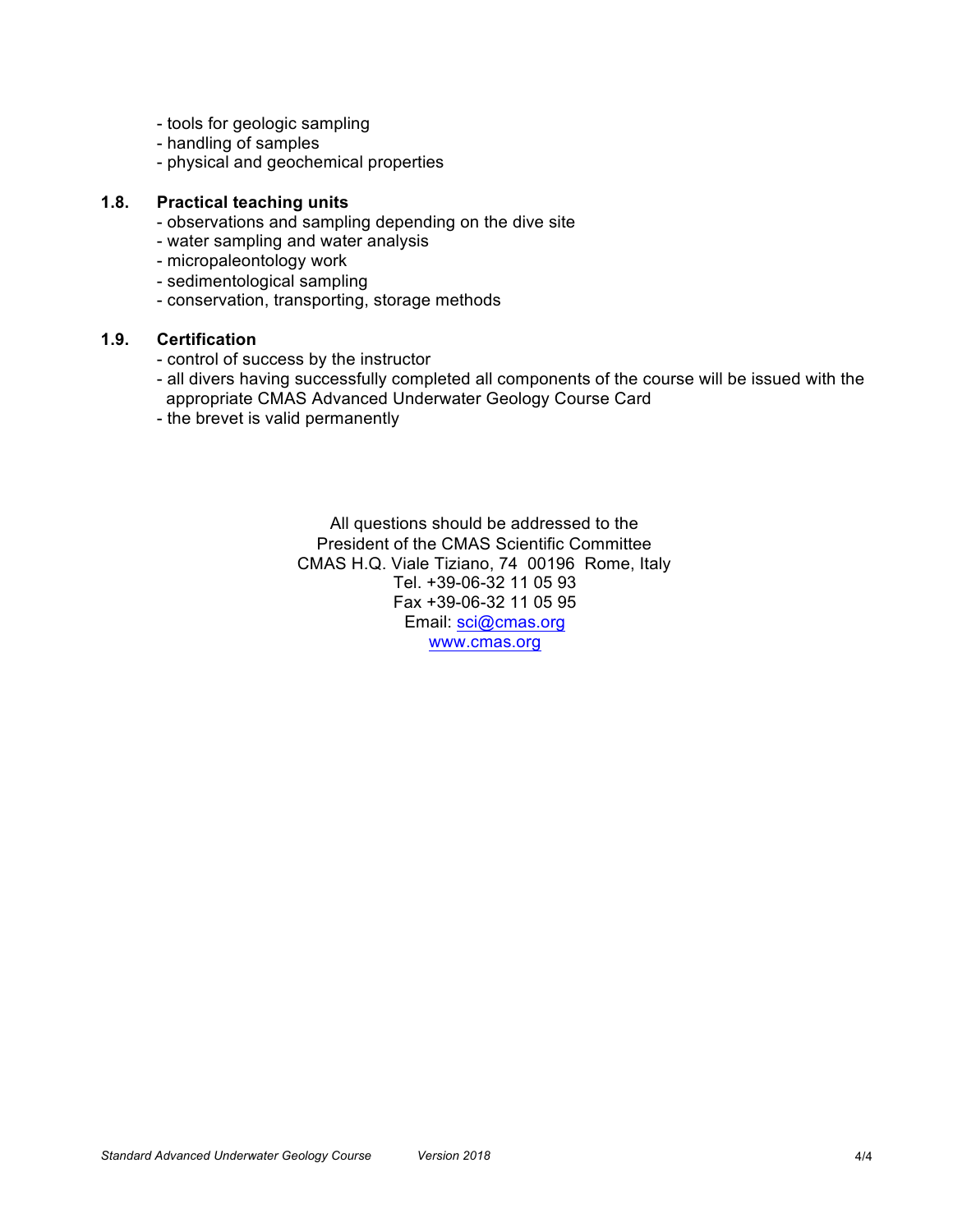- tools for geologic sampling
- handling of samples
- physical and geochemical properties

### 1.8. Practical teaching units

- observations and sampling depending on the dive site
- water sampling and water analysis
- micropaleontology work
- sedimentological sampling
- conservation, transporting, storage methods

### 1.9. Certification

- control of success by the instructor
- all divers having successfully completed all components of the course will be issued with the appropriate CMAS Advanced Underwater Geology Course Card
- the brevet is valid permanently

All questions should be addressed to the
President of the CMAS Scientific Committee
CMAS H.Q. Viale Tiziano, 74 00196 Rome, Italy
Tel. +39-06-32 11 05 93
Fax +39-06-32 11 05 95
Email: sci@cmas.org
www.cmas.org